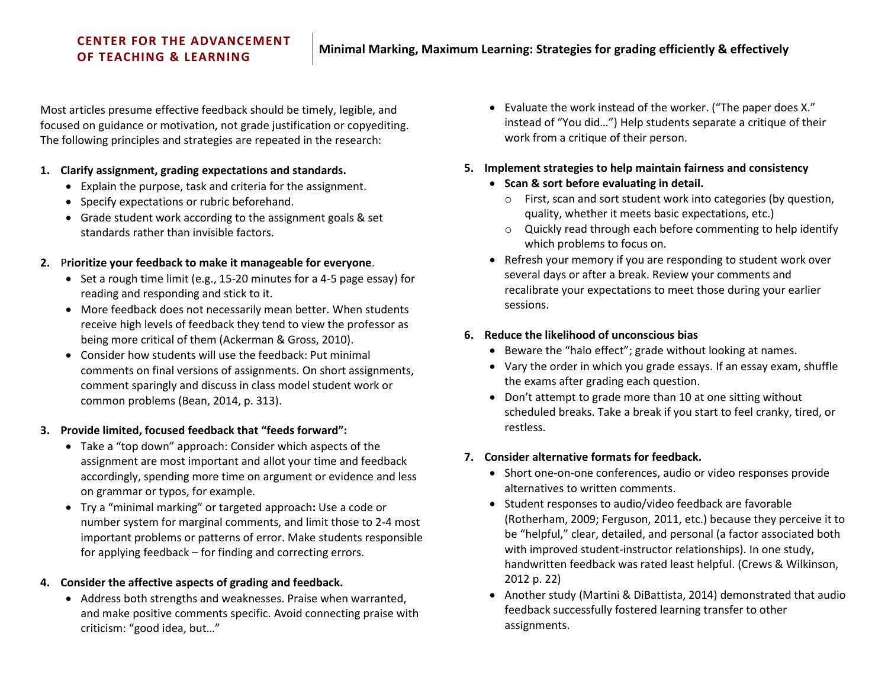**CENTER FOR THE ADVANCEMENT OF TEACHING & LEARNING**

# Minimal Marking, Maximum Learning: Strategies for grading efficiently & effectively

Most articles presume effective feedback should be timely, legible, and focused on guidance or motivation, not grade justification or copyediting. The following principles and strategies are repeated in the research:

1. **Clarify assignment, grading expectations and standards.**
   - Explain the purpose, task and criteria for the assignment.
   - Specify expectations or rubric beforehand.
   - Grade student work according to the assignment goals & set standards rather than invisible factors.

2. **Prioritize your feedback to make it manageable for everyone**.
   - Set a rough time limit (e.g., 15-20 minutes for a 4-5 page essay) for reading and responding and stick to it.
   - More feedback does not necessarily mean better. When students receive high levels of feedback they tend to view the professor as being more critical of them (Ackerman & Gross, 2010).
   - Consider how students will use the feedback: Put minimal comments on final versions of assignments. On short assignments, comment sparingly and discuss in class model student work or common problems (Bean, 2014, p. 313).

3. **Provide limited, focused feedback that "feeds forward":**
   - Take a "top down" approach: Consider which aspects of the assignment are most important and allot your time and feedback accordingly, spending more time on argument or evidence and less on grammar or typos, for example.
   - Try a "minimal marking" or targeted approach**:** Use a code or number system for marginal comments, and limit those to 2-4 most important problems or patterns of error. Make students responsible for applying feedback – for finding and correcting errors.

4. **Consider the affective aspects of grading and feedback.**
   - Address both strengths and weaknesses. Praise when warranted, and make positive comments specific. Avoid connecting praise with criticism: "good idea, but…"
   - Evaluate the work instead of the worker. ("The paper does X." instead of "You did…") Help students separate a critique of their work from a critique of their person.

5. **Implement strategies to help maintain fairness and consistency**
   - **Scan & sort before evaluating in detail.**
     - First, scan and sort student work into categories (by question, quality, whether it meets basic expectations, etc.)
     - Quickly read through each before commenting to help identify which problems to focus on.
   - Refresh your memory if you are responding to student work over several days or after a break. Review your comments and recalibrate your expectations to meet those during your earlier sessions.

6. **Reduce the likelihood of unconscious bias**
   - Beware the "halo effect"; grade without looking at names.
   - Vary the order in which you grade essays. If an essay exam, shuffle the exams after grading each question.
   - Don't attempt to grade more than 10 at one sitting without scheduled breaks. Take a break if you start to feel cranky, tired, or restless.

7. **Consider alternative formats for feedback.**
   - Short one-on-one conferences, audio or video responses provide alternatives to written comments.
   - Student responses to audio/video feedback are favorable (Rotherham, 2009; Ferguson, 2011, etc.) because they perceive it to be "helpful," clear, detailed, and personal (a factor associated both with improved student-instructor relationships). In one study, handwritten feedback was rated least helpful. (Crews & Wilkinson, 2012 p. 22)
   - Another study (Martini & DiBattista, 2014) demonstrated that audio feedback successfully fostered learning transfer to other assignments.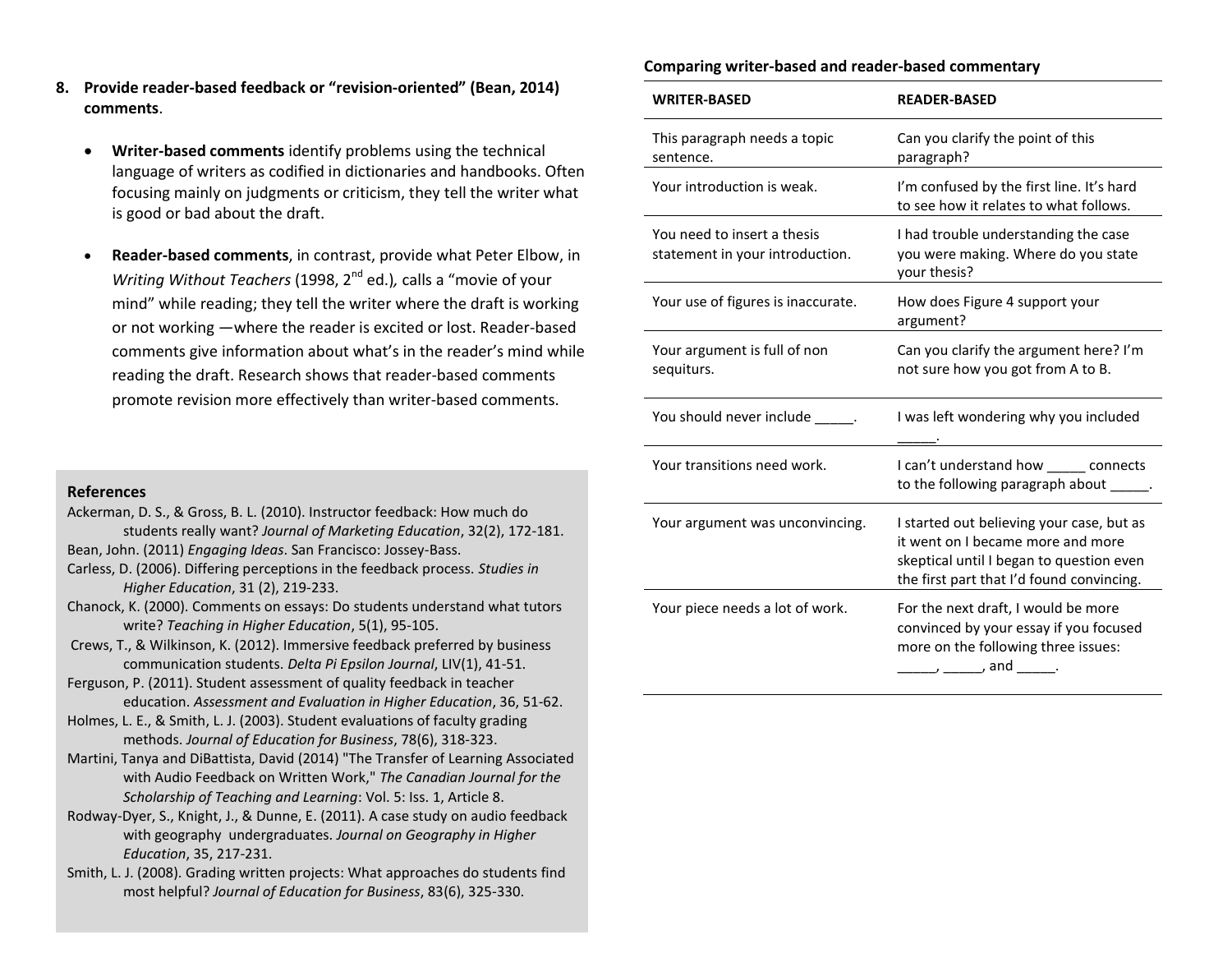8. **Provide reader-based feedback or "revision-oriented" (Bean, 2014) comments**.

   - **Writer-based comments** identify problems using the technical language of writers as codified in dictionaries and handbooks. Often focusing mainly on judgments or criticism, they tell the writer what is good or bad about the draft.

   - **Reader-based comments**, in contrast, provide what Peter Elbow, in *Writing Without Teachers* (1998, 2nd ed.), calls a "movie of your mind" while reading; they tell the writer where the draft is working or not working —where the reader is excited or lost. Reader-based comments give information about what's in the reader's mind while reading the draft. Research shows that reader-based comments promote revision more effectively than writer-based comments.

### References

Ackerman, D. S., & Gross, B. L. (2010). Instructor feedback: How much do students really want? *Journal of Marketing Education*, 32(2), 172-181.

Bean, John. (2011) *Engaging Ideas*. San Francisco: Jossey-Bass.

Carless, D. (2006). Differing perceptions in the feedback process. *Studies in Higher Education*, 31 (2), 219-233.

Chanock, K. (2000). Comments on essays: Do students understand what tutors write? *Teaching in Higher Education*, 5(1), 95-105.

Crews, T., & Wilkinson, K. (2012). Immersive feedback preferred by business communication students. *Delta Pi Epsilon Journal*, LIV(1), 41-51.

Ferguson, P. (2011). Student assessment of quality feedback in teacher education. *Assessment and Evaluation in Higher Education*, 36, 51-62.

Holmes, L. E., & Smith, L. J. (2003). Student evaluations of faculty grading methods. *Journal of Education for Business*, 78(6), 318-323.

Martini, Tanya and DiBattista, David (2014) "The Transfer of Learning Associated with Audio Feedback on Written Work," *The Canadian Journal for the Scholarship of Teaching and Learning*: Vol. 5: Iss. 1, Article 8.

Rodway-Dyer, S., Knight, J., & Dunne, E. (2011). A case study on audio feedback with geography undergraduates. *Journal on Geography in Higher Education*, 35, 217-231.

Smith, L. J. (2008). Grading written projects: What approaches do students find most helpful? *Journal of Education for Business*, 83(6), 325-330.

**Comparing writer-based and reader-based commentary**

| WRITER-BASED | READER-BASED |
|---|---|
| This paragraph needs a topic sentence. | Can you clarify the point of this paragraph? |
| Your introduction is weak. | I'm confused by the first line. It's hard to see how it relates to what follows. |
| You need to insert a thesis statement in your introduction. | I had trouble understanding the case you were making. Where do you state your thesis? |
| Your use of figures is inaccurate. | How does Figure 4 support your argument? |
| Your argument is full of non sequiturs. | Can you clarify the argument here? I'm not sure how you got from A to B. |
| You should never include _____. | I was left wondering why you included _____. |
| Your transitions need work. | I can't understand how _____ connects to the following paragraph about _____. |
| Your argument was unconvincing. | I started out believing your case, but as it went on I became more and more skeptical until I began to question even the first part that I'd found convincing. |
| Your piece needs a lot of work. | For the next draft, I would be more convinced by your essay if you focused more on the following three issues: _____, _____, and _____. |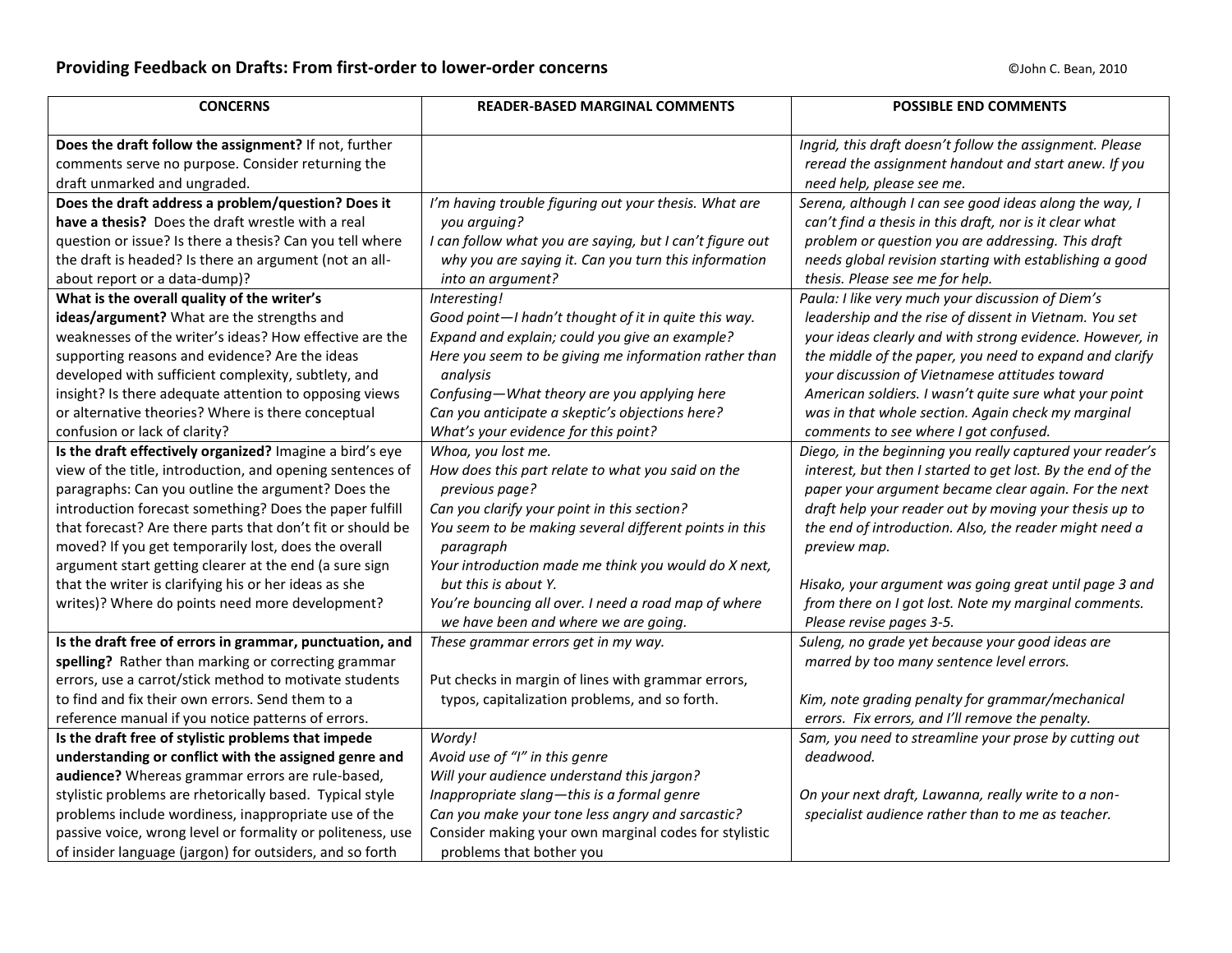**Providing Feedback on Drafts: From first-order to lower-order concerns** ©John C. Bean, 2010

| CONCERNS | READER-BASED MARGINAL COMMENTS | POSSIBLE END COMMENTS |
|---|---|---|
| **Does the draft follow the assignment?** If not, further comments serve no purpose. Consider returning the draft unmarked and ungraded. | | *Ingrid, this draft doesn't follow the assignment. Please reread the assignment handout and start anew. If you need help, please see me.* |
| **Does the draft address a problem/question? Does it have a thesis?** Does the draft wrestle with a real question or issue? Is there a thesis? Can you tell where the draft is headed? Is there an argument (not an all-about report or a data-dump)? | *I'm having trouble figuring out your thesis. What are you arguing?*<br>*I can follow what you are saying, but I can't figure out why you are saying it. Can you turn this information into an argument?* | *Serena, although I can see good ideas along the way, I can't find a thesis in this draft, nor is it clear what problem or question you are addressing. This draft needs global revision starting with establishing a good thesis. Please see me for help.* |
| **What is the overall quality of the writer's ideas/argument?** What are the strengths and weaknesses of the writer's ideas? How effective are the supporting reasons and evidence? Are the ideas developed with sufficient complexity, subtlety, and insight? Is there adequate attention to opposing views or alternative theories? Where is there conceptual confusion or lack of clarity? | *Interesting!*<br>*Good point—I hadn't thought of it in quite this way.*<br>*Expand and explain; could you give an example?*<br>*Here you seem to be giving me information rather than analysis*<br>*Confusing—What theory are you applying here*<br>*Can you anticipate a skeptic's objections here?*<br>*What's your evidence for this point?* | *Paula: I like very much your discussion of Diem's leadership and the rise of dissent in Vietnam. You set your ideas clearly and with strong evidence. However, in the middle of the paper, you need to expand and clarify your discussion of Vietnamese attitudes toward American soldiers. I wasn't quite sure what your point was in that whole section. Again check my marginal comments to see where I got confused.* |
| **Is the draft effectively organized?** Imagine a bird's eye view of the title, introduction, and opening sentences of paragraphs: Can you outline the argument? Does the introduction forecast something? Does the paper fulfill that forecast? Are there parts that don't fit or should be moved? If you get temporarily lost, does the overall argument start getting clearer at the end (a sure sign that the writer is clarifying his or her ideas as she writes)? Where do points need more development? | *Whoa, you lost me.*<br>*How does this part relate to what you said on the previous page?*<br>*Can you clarify your point in this section?*<br>*You seem to be making several different points in this paragraph*<br>*Your introduction made me think you would do X next, but this is about Y.*<br>*You're bouncing all over. I need a road map of where we have been and where we are going.* | *Diego, in the beginning you really captured your reader's interest, but then I started to get lost. By the end of the paper your argument became clear again. For the next draft help your reader out by moving your thesis up to the end of introduction. Also, the reader might need a preview map.*<br><br>*Hisako, your argument was going great until page 3 and from there on I got lost. Note my marginal comments. Please revise pages 3-5.* |
| **Is the draft free of errors in grammar, punctuation, and spelling?** Rather than marking or correcting grammar errors, use a carrot/stick method to motivate students to find and fix their own errors. Send them to a reference manual if you notice patterns of errors. | *These grammar errors get in my way.*<br><br>Put checks in margin of lines with grammar errors, typos, capitalization problems, and so forth. | *Suleng, no grade yet because your good ideas are marred by too many sentence level errors.*<br><br>*Kim, note grading penalty for grammar/mechanical errors. Fix errors, and I'll remove the penalty.* |
| **Is the draft free of stylistic problems that impede understanding or conflict with the assigned genre and audience?** Whereas grammar errors are rule-based, stylistic problems are rhetorically based. Typical style problems include wordiness, inappropriate use of the passive voice, wrong level or formality or politeness, use of insider language (jargon) for outsiders, and so forth | *Wordy!*<br>*Avoid use of "I" in this genre*<br>*Will your audience understand this jargon?*<br>*Inappropriate slang—this is a formal genre*<br>*Can you make your tone less angry and sarcastic?*<br>Consider making your own marginal codes for stylistic problems that bother you | *Sam, you need to streamline your prose by cutting out deadwood.*<br><br>*On your next draft, Lawanna, really write to a non-specialist audience rather than to me as teacher.* |